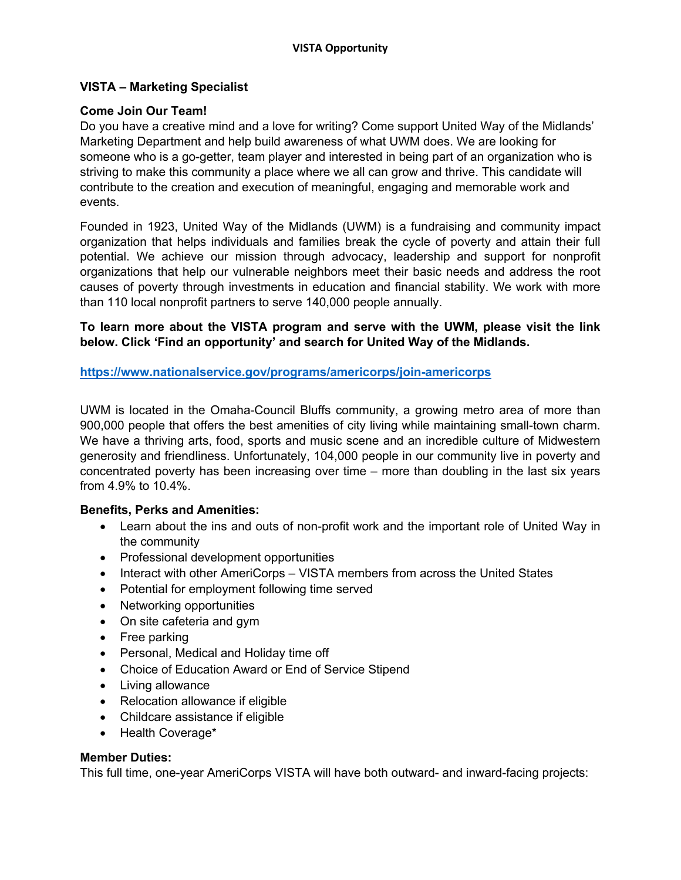# VISTA Opportunity

## VISTA – Marketing Specialist

**Come Join Our Team!**

Do you have a creative mind and a love for writing? Come support United Way of the Midlands' Marketing Department and help build awareness of what UWM does. We are looking for someone who is a go-getter, team player and interested in being part of an organization who is striving to make this community a place where we all can grow and thrive. This candidate will contribute to the creation and execution of meaningful, engaging and memorable work and events.

Founded in 1923, United Way of the Midlands (UWM) is a fundraising and community impact organization that helps individuals and families break the cycle of poverty and attain their full potential. We achieve our mission through advocacy, leadership and support for nonprofit organizations that help our vulnerable neighbors meet their basic needs and address the root causes of poverty through investments in education and financial stability. We work with more than 110 local nonprofit partners to serve 140,000 people annually.

**To learn more about the VISTA program and serve with the UWM, please visit the link below. Click 'Find an opportunity' and search for United Way of the Midlands.**

**https://www.nationalservice.gov/programs/americorps/join-americorps**

UWM is located in the Omaha-Council Bluffs community, a growing metro area of more than 900,000 people that offers the best amenities of city living while maintaining small-town charm. We have a thriving arts, food, sports and music scene and an incredible culture of Midwestern generosity and friendliness. Unfortunately, 104,000 people in our community live in poverty and concentrated poverty has been increasing over time – more than doubling in the last six years from 4.9% to 10.4%.

**Benefits, Perks and Amenities:**

- Learn about the ins and outs of non-profit work and the important role of United Way in the community
- Professional development opportunities
- Interact with other AmeriCorps – VISTA members from across the United States
- Potential for employment following time served
- Networking opportunities
- On site cafeteria and gym
- Free parking
- Personal, Medical and Holiday time off
- Choice of Education Award or End of Service Stipend
- Living allowance
- Relocation allowance if eligible
- Childcare assistance if eligible
- Health Coverage*

**Member Duties:**

This full time, one-year AmeriCorps VISTA will have both outward- and inward-facing projects: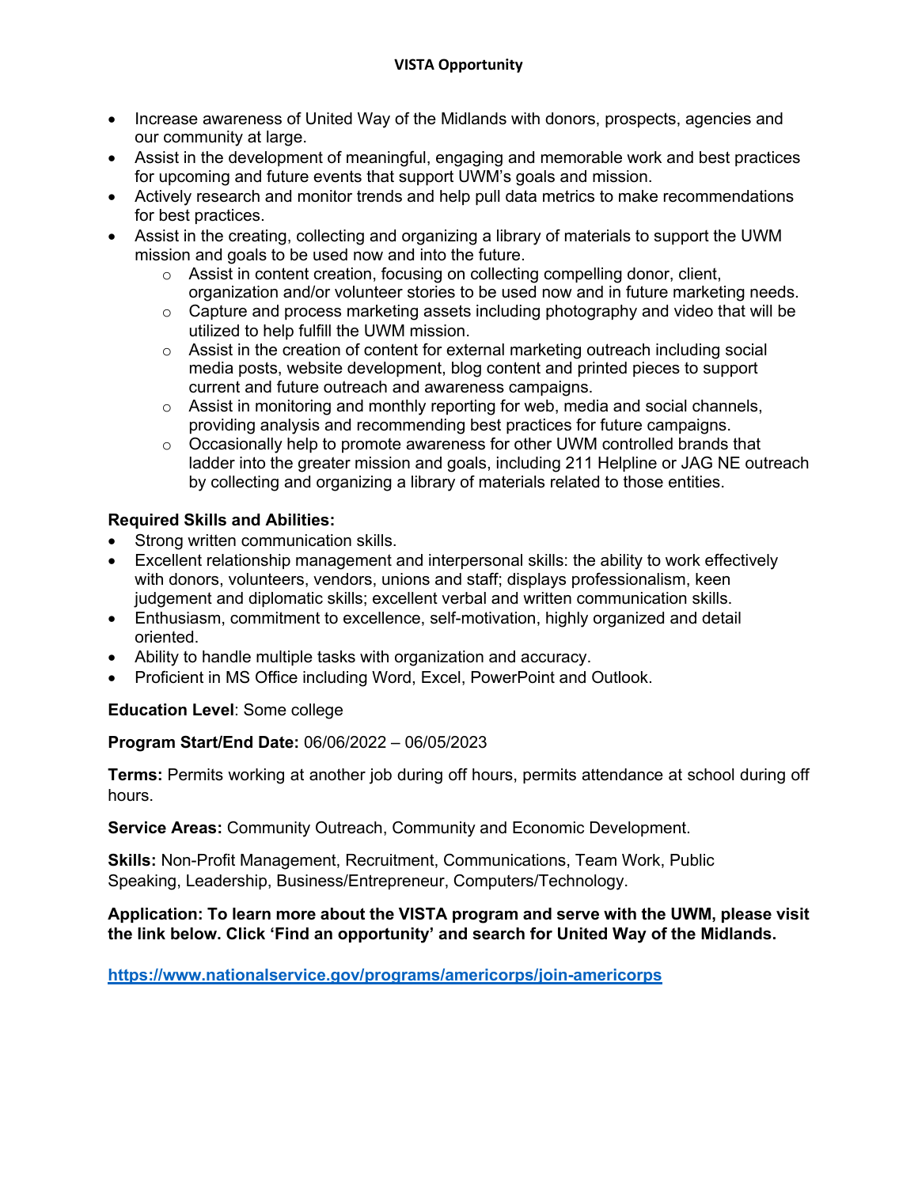**VISTA Opportunity**

- Increase awareness of United Way of the Midlands with donors, prospects, agencies and our community at large.
- Assist in the development of meaningful, engaging and memorable work and best practices for upcoming and future events that support UWM's goals and mission.
- Actively research and monitor trends and help pull data metrics to make recommendations for best practices.
- Assist in the creating, collecting and organizing a library of materials to support the UWM mission and goals to be used now and into the future.
    - Assist in content creation, focusing on collecting compelling donor, client, organization and/or volunteer stories to be used now and in future marketing needs.
    - Capture and process marketing assets including photography and video that will be utilized to help fulfill the UWM mission.
    - Assist in the creation of content for external marketing outreach including social media posts, website development, blog content and printed pieces to support current and future outreach and awareness campaigns.
    - Assist in monitoring and monthly reporting for web, media and social channels, providing analysis and recommending best practices for future campaigns.
    - Occasionally help to promote awareness for other UWM controlled brands that ladder into the greater mission and goals, including 211 Helpline or JAG NE outreach by collecting and organizing a library of materials related to those entities.

**Required Skills and Abilities:**

- Strong written communication skills.
- Excellent relationship management and interpersonal skills: the ability to work effectively with donors, volunteers, vendors, unions and staff; displays professionalism, keen judgement and diplomatic skills; excellent verbal and written communication skills.
- Enthusiasm, commitment to excellence, self-motivation, highly organized and detail oriented.
- Ability to handle multiple tasks with organization and accuracy.
- Proficient in MS Office including Word, Excel, PowerPoint and Outlook.

**Education Level**: Some college

**Program Start/End Date:** 06/06/2022 – 06/05/2023

**Terms:** Permits working at another job during off hours, permits attendance at school during off hours.

**Service Areas:** Community Outreach, Community and Economic Development.

**Skills:** Non-Profit Management, Recruitment, Communications, Team Work, Public Speaking, Leadership, Business/Entrepreneur, Computers/Technology.

**Application: To learn more about the VISTA program and serve with the UWM, please visit the link below. Click 'Find an opportunity' and search for United Way of the Midlands.**

https://www.nationalservice.gov/programs/americorps/join-americorps